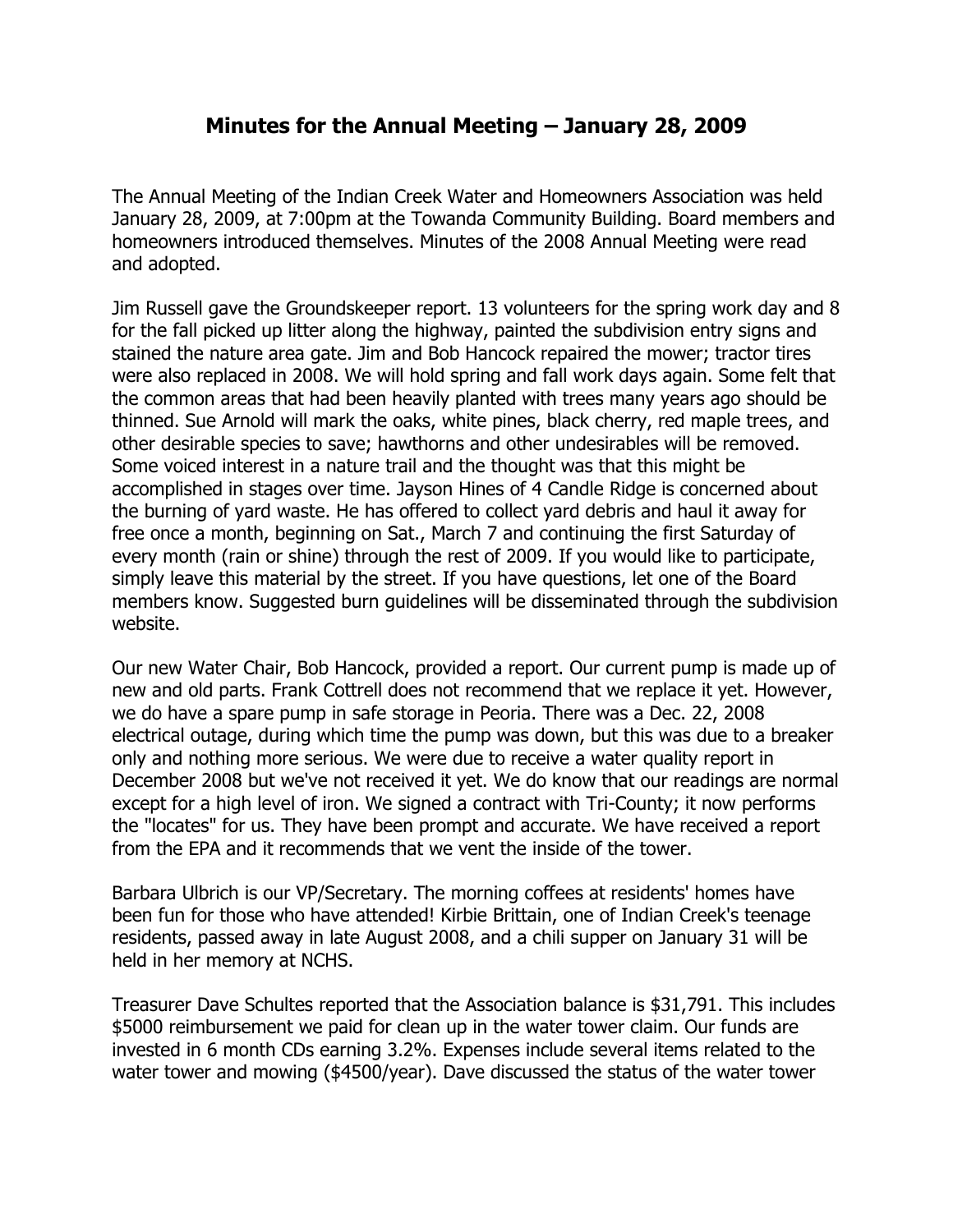# Minutes for the Annual Meeting – January 28, 2009

The Annual Meeting of the Indian Creek Water and Homeowners Association was held January 28, 2009, at 7:00pm at the Towanda Community Building. Board members and homeowners introduced themselves. Minutes of the 2008 Annual Meeting were read and adopted.

Jim Russell gave the Groundskeeper report. 13 volunteers for the spring work day and 8 for the fall picked up litter along the highway, painted the subdivision entry signs and stained the nature area gate. Jim and Bob Hancock repaired the mower; tractor tires were also replaced in 2008. We will hold spring and fall work days again. Some felt that the common areas that had been heavily planted with trees many years ago should be thinned. Sue Arnold will mark the oaks, white pines, black cherry, red maple trees, and other desirable species to save; hawthorns and other undesirables will be removed. Some voiced interest in a nature trail and the thought was that this might be accomplished in stages over time. Jayson Hines of 4 Candle Ridge is concerned about the burning of yard waste. He has offered to collect yard debris and haul it away for free once a month, beginning on Sat., March 7 and continuing the first Saturday of every month (rain or shine) through the rest of 2009. If you would like to participate, simply leave this material by the street. If you have questions, let one of the Board members know. Suggested burn guidelines will be disseminated through the subdivision website.

Our new Water Chair, Bob Hancock, provided a report. Our current pump is made up of new and old parts. Frank Cottrell does not recommend that we replace it yet. However, we do have a spare pump in safe storage in Peoria. There was a Dec. 22, 2008 electrical outage, during which time the pump was down, but this was due to a breaker only and nothing more serious. We were due to receive a water quality report in December 2008 but we've not received it yet. We do know that our readings are normal except for a high level of iron. We signed a contract with Tri-County; it now performs the "locates" for us. They have been prompt and accurate. We have received a report from the EPA and it recommends that we vent the inside of the tower.

Barbara Ulbrich is our VP/Secretary. The morning coffees at residents' homes have been fun for those who have attended! Kirbie Brittain, one of Indian Creek's teenage residents, passed away in late August 2008, and a chili supper on January 31 will be held in her memory at NCHS.

Treasurer Dave Schultes reported that the Association balance is $31,791. This includes $5000 reimbursement we paid for clean up in the water tower claim. Our funds are invested in 6 month CDs earning 3.2%. Expenses include several items related to the water tower and mowing ($4500/year). Dave discussed the status of the water tower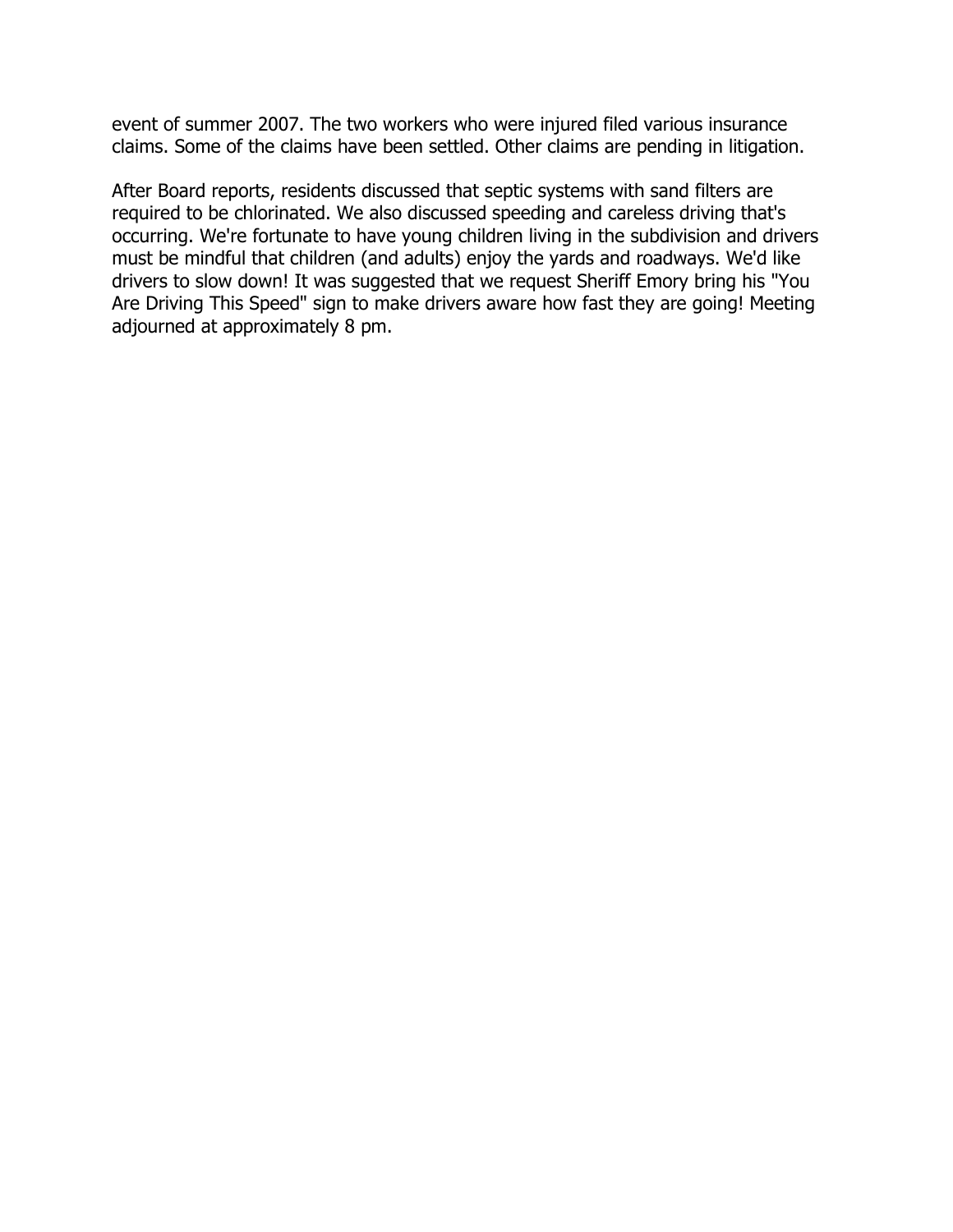event of summer 2007. The two workers who were injured filed various insurance claims. Some of the claims have been settled. Other claims are pending in litigation.

After Board reports, residents discussed that septic systems with sand filters are required to be chlorinated. We also discussed speeding and careless driving that's occurring. We're fortunate to have young children living in the subdivision and drivers must be mindful that children (and adults) enjoy the yards and roadways. We'd like drivers to slow down! It was suggested that we request Sheriff Emory bring his "You Are Driving This Speed" sign to make drivers aware how fast they are going! Meeting adjourned at approximately 8 pm.